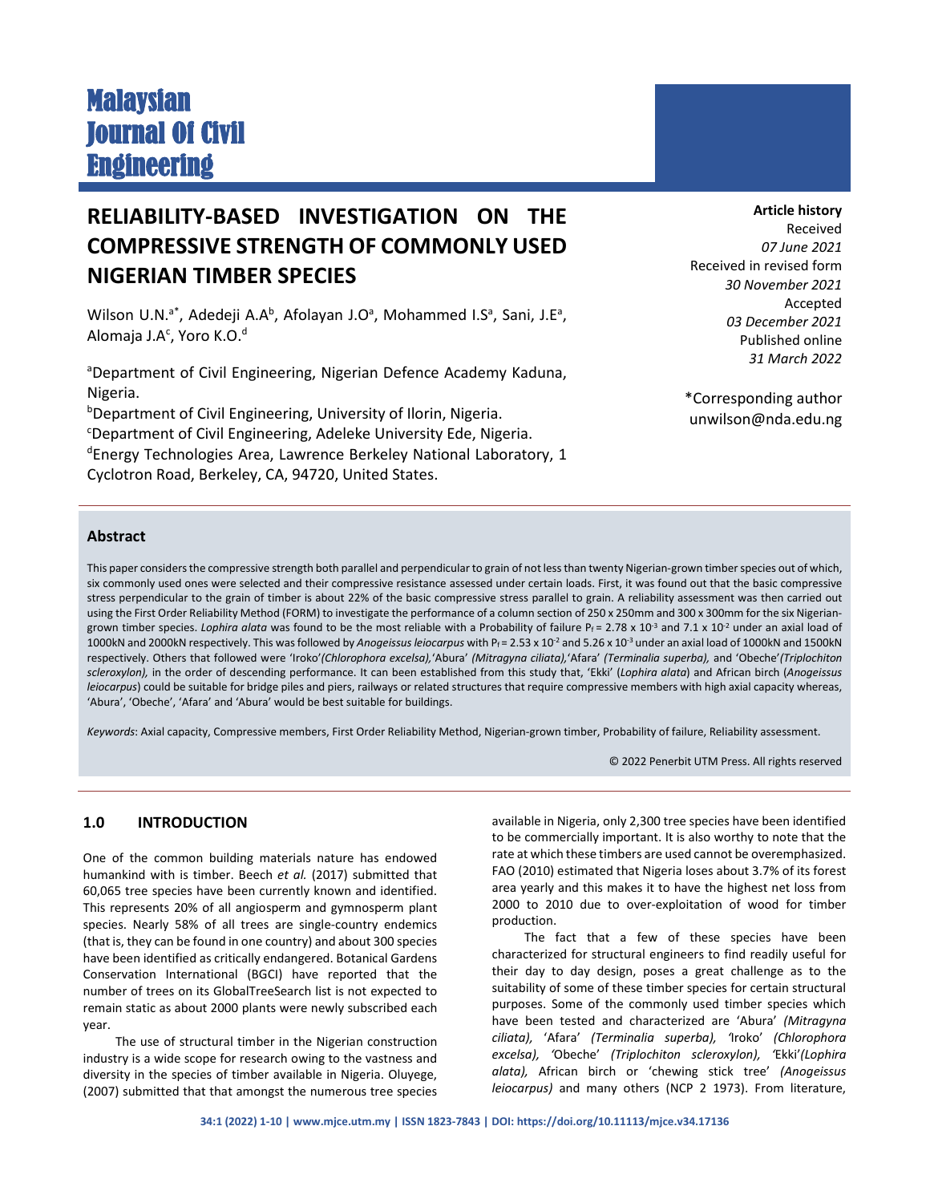Malaysian Journal Of Civil Engineering

# RELIABILITY-BASED INVESTIGATION ON THE COMPRESSIVE STRENGTH OF COMMONLY USED NIGERIAN TIMBER SPECIES

Wilson U.N.[a*], Adedeji A.A[b], Afolayan J.O[a], Mohammed I.S[a], Sani, J.E[a], Alomaja J.A[c], Yoro K.O.[d]

[a]Department of Civil Engineering, Nigerian Defence Academy Kaduna, Nigeria.
[b]Department of Civil Engineering, University of Ilorin, Nigeria.
[c]Department of Civil Engineering, Adeleke University Ede, Nigeria.
[d]Energy Technologies Area, Lawrence Berkeley National Laboratory, 1 Cyclotron Road, Berkeley, CA, 94720, United States.

**Article history**
Received
*07 June 2021*
Received in revised form
*30 November 2021*
Accepted
*03 December 2021*
Published online
*31 March 2022*

*Corresponding author
unwilson@nda.edu.ng

## Abstract

This paper considers the compressive strength both parallel and perpendicular to grain of not less than twenty Nigerian-grown timber species out of which, six commonly used ones were selected and their compressive resistance assessed under certain loads. First, it was found out that the basic compressive stress perpendicular to the grain of timber is about 22% of the basic compressive stress parallel to grain. A reliability assessment was then carried out using the First Order Reliability Method (FORM) to investigate the performance of a column section of 250 x 250mm and 300 x 300mm for the six Nigerian-grown timber species. *Lophira alata* was found to be the most reliable with a Probability of failure $P_f = 2.78 \times 10^{-3}$ and $7.1 \times 10^{-2}$ under an axial load of 1000kN and 2000kN respectively. This was followed by *Anogeissus leiocarpus* with $P_f = 2.53 \times 10^{-2}$ and $5.26 \times 10^{-3}$ under an axial load of 1000kN and 1500kN respectively. Others that followed were 'Iroko'*(Chlorophora excelsa),*'Abura' *(Mitragyna ciliata),*'Afara' *(Terminalia superba),* and 'Obeche'*(Triplochiton scleroxylon),* in the order of descending performance. It can been established from this study that, 'Ekki' (*Lophira alata*) and African birch (*Anogeissus leiocarpus*) could be suitable for bridge piles and piers, railways or related structures that require compressive members with high axial capacity whereas, 'Abura', 'Obeche', 'Afara' and 'Abura' would be best suitable for buildings.

*Keywords*: Axial capacity, Compressive members, First Order Reliability Method, Nigerian-grown timber, Probability of failure, Reliability assessment.

© 2022 Penerbit UTM Press. All rights reserved

## 1.0 INTRODUCTION

One of the common building materials nature has endowed humankind with is timber. Beech *et al.* (2017) submitted that 60,065 tree species have been currently known and identified. This represents 20% of all angiosperm and gymnosperm plant species. Nearly 58% of all trees are single-country endemics (that is, they can be found in one country) and about 300 species have been identified as critically endangered. Botanical Gardens Conservation International (BGCI) have reported that the number of trees on its GlobalTreeSearch list is not expected to remain static as about 2000 plants were newly subscribed each year.

The use of structural timber in the Nigerian construction industry is a wide scope for research owing to the vastness and diversity in the species of timber available in Nigeria. Oluyege, (2007) submitted that that amongst the numerous tree species available in Nigeria, only 2,300 tree species have been identified to be commercially important. It is also worthy to note that the rate at which these timbers are used cannot be overemphasized. FAO (2010) estimated that Nigeria loses about 3.7% of its forest area yearly and this makes it to have the highest net loss from 2000 to 2010 due to over-exploitation of wood for timber production.

The fact that a few of these species have been characterized for structural engineers to find readily useful for their day to day design, poses a great challenge as to the suitability of some of these timber species for certain structural purposes. Some of the commonly used timber species which have been tested and characterized are 'Abura' *(Mitragyna ciliata),* 'Afara' *(Terminalia superba),* 'Iroko' *(Chlorophora excelsa),* 'Obeche' *(Triplochiton scleroxylon),* 'Ekki'*(Lophira alata),* African birch or 'chewing stick tree' *(Anogeissus leiocarpus)* and many others (NCP 2 1973). From literature,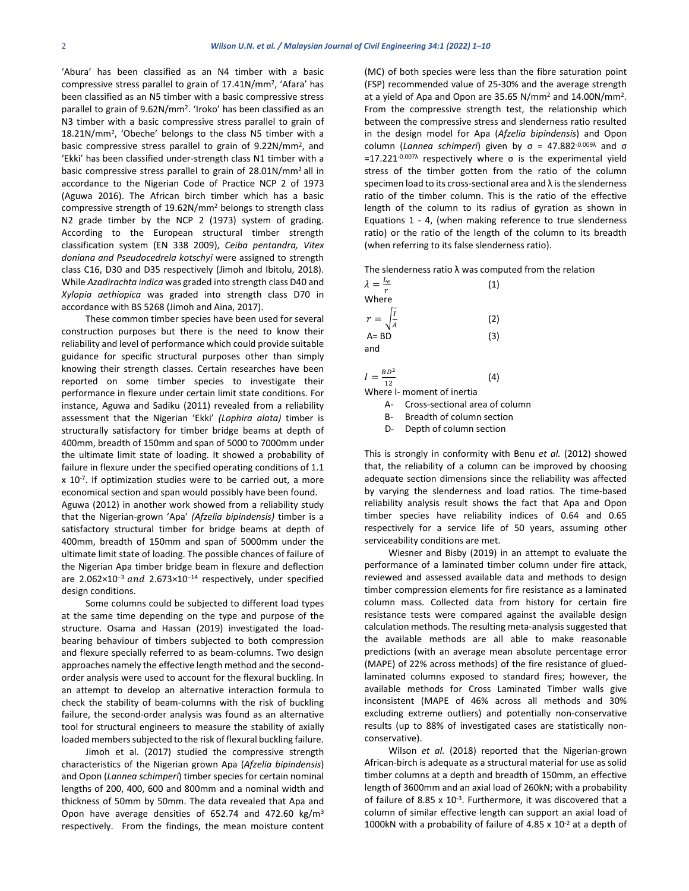'Abura' has been classified as an N4 timber with a basic compressive stress parallel to grain of 17.41N/mm$^2$, 'Afara' has been classified as an N5 timber with a basic compressive stress parallel to grain of 9.62N/mm$^2$. 'Iroko' has been classified as an N3 timber with a basic compressive stress parallel to grain of 18.21N/mm$^2$, 'Obeche' belongs to the class N5 timber with a basic compressive stress parallel to grain of 9.22N/mm$^2$, and 'Ekki' has been classified under-strength class N1 timber with a basic compressive stress parallel to grain of 28.01N/mm$^2$ all in accordance to the Nigerian Code of Practice NCP 2 of 1973 (Aguwa 2016). The African birch timber which has a basic compressive strength of 19.62N/mm$^2$ belongs to strength class N2 grade timber by the NCP 2 (1973) system of grading. According to the European structural timber strength classification system (EN 338 2009), *Ceiba pentandra, Vitex doniana and Pseudocedrela kotschyi* were assigned to strength class C16, D30 and D35 respectively (Jimoh and Ibitolu, 2018). While *Azadirachta indica* was graded into strength class D40 and *Xylopia aethiopica* was graded into strength class D70 in accordance with BS 5268 (Jimoh and Aina, 2017).

These common timber species have been used for several construction purposes but there is the need to know their reliability and level of performance which could provide suitable guidance for specific structural purposes other than simply knowing their strength classes. Certain researches have been reported on some timber species to investigate their performance in flexure under certain limit state conditions. For instance, Aguwa and Sadiku (2011) revealed from a reliability assessment that the Nigerian 'Ekki' *(Lophira alata)* timber is structurally satisfactory for timber bridge beams at depth of 400mm, breadth of 150mm and span of 5000 to 7000mm under the ultimate limit state of loading. It showed a probability of failure in flexure under the specified operating conditions of 1.1 x $10^{-7}$. If optimization studies were to be carried out, a more economical section and span would possibly have been found.
Aguwa (2012) in another work showed from a reliability study that the Nigerian-grown 'Apa' *(Afzelia bipindensis)* timber is a satisfactory structural timber for bridge beams at depth of 400mm, breadth of 150mm and span of 5000mm under the ultimate limit state of loading. The possible chances of failure of the Nigerian Apa timber bridge beam in flexure and deflection are $2.062\times10^{-3}$ *and* $2.673\times10^{-14}$ respectively, under specified design conditions.

Some columns could be subjected to different load types at the same time depending on the type and purpose of the structure. Osama and Hassan (2019) investigated the load-bearing behaviour of timbers subjected to both compression and flexure specially referred to as beam-columns. Two design approaches namely the effective length method and the second-order analysis were used to account for the flexural buckling. In an attempt to develop an alternative interaction formula to check the stability of beam-columns with the risk of buckling failure, the second-order analysis was found as an alternative tool for structural engineers to measure the stability of axially loaded members subjected to the risk of flexural buckling failure.

Jimoh et al. (2017) studied the compressive strength characteristics of the Nigerian grown Apa (*Afzelia bipindensis*) and Opon (*Lannea schimperi*) timber species for certain nominal lengths of 200, 400, 600 and 800mm and a nominal width and thickness of 50mm by 50mm. The data revealed that Apa and Opon have average densities of 652.74 and 472.60 kg/m$^3$ respectively. From the findings, the mean moisture content (MC) of both species were less than the fibre saturation point (FSP) recommended value of 25-30% and the average strength at a yield of Apa and Opon are 35.65 N/mm$^2$ and 14.00N/mm$^2$. From the compressive strength test, the relationship which between the compressive stress and slenderness ratio resulted in the design model for Apa (*Afzelia bipindensis*) and Opon column (*Lannea schimperi*) given by $\sigma = 47.882^{-0.009\lambda}$ and $\sigma = 17.221^{-0.007\lambda}$ respectively where σ is the experimental yield stress of the timber gotten from the ratio of the column specimen load to its cross-sectional area and λ is the slenderness ratio of the timber column. This is the ratio of the effective length of the column to its radius of gyration as shown in Equations 1 - 4, (when making reference to true slenderness ratio) or the ratio of the length of the column to its breadth (when referring to its false slenderness ratio).

The slenderness ratio λ was computed from the relation

$$\lambda = \frac{L_e}{r} \tag{1}$$

Where

$$r = \sqrt{\frac{I}{A}} \tag{2}$$

$$A = BD \tag{3}$$

and

$$I = \frac{BD^2}{12} \tag{4}$$

Where I- moment of inertia

- A- Cross-sectional area of column
- B- Breadth of column section
- D- Depth of column section

This is strongly in conformity with Benu *et al.* (2012) showed that, the reliability of a column can be improved by choosing adequate section dimensions since the reliability was affected by varying the slenderness and load ratios. The time-based reliability analysis result shows the fact that Apa and Opon timber species have reliability indices of 0.64 and 0.65 respectively for a service life of 50 years, assuming other serviceability conditions are met.

Wiesner and Bisby (2019) in an attempt to evaluate the performance of a laminated timber column under fire attack, reviewed and assessed available data and methods to design timber compression elements for fire resistance as a laminated column mass. Collected data from history for certain fire resistance tests were compared against the available design calculation methods. The resulting meta-analysis suggested that the available methods are all able to make reasonable predictions (with an average mean absolute percentage error (MAPE) of 22% across methods) of the fire resistance of glued-laminated columns exposed to standard fires; however, the available methods for Cross Laminated Timber walls give inconsistent (MAPE of 46% across all methods and 30% excluding extreme outliers) and potentially non-conservative results (up to 88% of investigated cases are statistically non-conservative).

Wilson *et al.* (2018) reported that the Nigerian-grown African-birch is adequate as a structural material for use as solid timber columns at a depth and breadth of 150mm, an effective length of 3600mm and an axial load of 260kN; with a probability of failure of 8.85 x $10^{-3}$. Furthermore, it was discovered that a column of similar effective length can support an axial load of 1000kN with a probability of failure of 4.85 x $10^{-2}$ at a depth of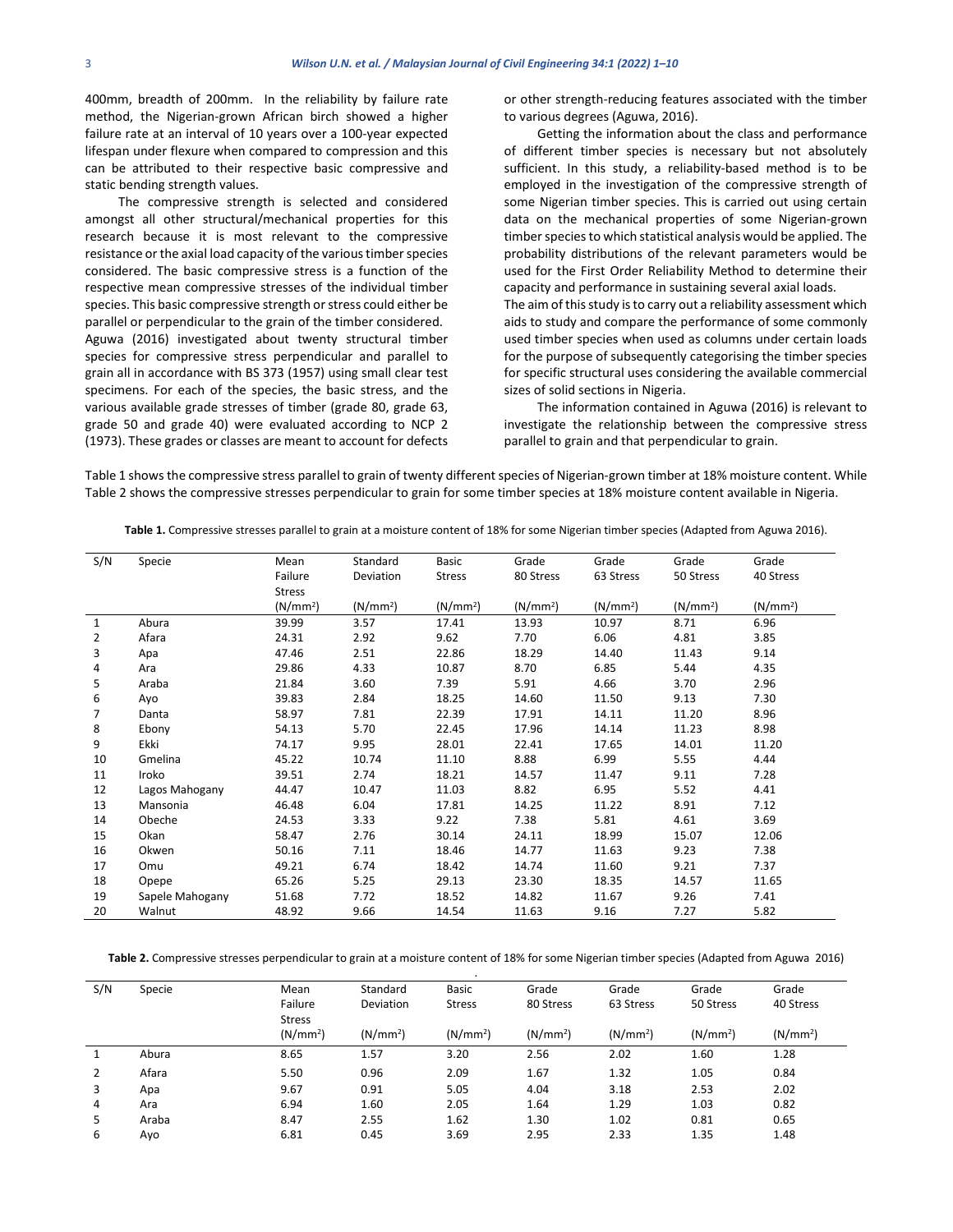400mm, breadth of 200mm. In the reliability by failure rate method, the Nigerian-grown African birch showed a higher failure rate at an interval of 10 years over a 100-year expected lifespan under flexure when compared to compression and this can be attributed to their respective basic compressive and static bending strength values.

The compressive strength is selected and considered amongst all other structural/mechanical properties for this research because it is most relevant to the compressive resistance or the axial load capacity of the various timber species considered. The basic compressive stress is a function of the respective mean compressive stresses of the individual timber species. This basic compressive strength or stress could either be parallel or perpendicular to the grain of the timber considered. Aguwa (2016) investigated about twenty structural timber species for compressive stress perpendicular and parallel to grain all in accordance with BS 373 (1957) using small clear test specimens. For each of the species, the basic stress, and the various available grade stresses of timber (grade 80, grade 63, grade 50 and grade 40) were evaluated according to NCP 2 (1973). These grades or classes are meant to account for defects or other strength-reducing features associated with the timber to various degrees (Aguwa, 2016).

Getting the information about the class and performance of different timber species is necessary but not absolutely sufficient. In this study, a reliability-based method is to be employed in the investigation of the compressive strength of some Nigerian timber species. This is carried out using certain data on the mechanical properties of some Nigerian-grown timber species to which statistical analysis would be applied. The probability distributions of the relevant parameters would be used for the First Order Reliability Method to determine their capacity and performance in sustaining several axial loads.

The aim of this study is to carry out a reliability assessment which aids to study and compare the performance of some commonly used timber species when used as columns under certain loads for the purpose of subsequently categorising the timber species for specific structural uses considering the available commercial sizes of solid sections in Nigeria.

The information contained in Aguwa (2016) is relevant to investigate the relationship between the compressive stress parallel to grain and that perpendicular to grain.

Table 1 shows the compressive stress parallel to grain of twenty different species of Nigerian-grown timber at 18% moisture content. While Table 2 shows the compressive stresses perpendicular to grain for some timber species at 18% moisture content available in Nigeria.

**Table 1.** Compressive stresses parallel to grain at a moisture content of 18% for some Nigerian timber species (Adapted from Aguwa 2016).

| S/N | Specie | Mean Failure Stress ($N/mm^2$) | Standard Deviation ($N/mm^2$) | Basic Stress ($N/mm^2$) | Grade 80 Stress ($N/mm^2$) | Grade 63 Stress ($N/mm^2$) | Grade 50 Stress ($N/mm^2$) | Grade 40 Stress ($N/mm^2$) |
|---|---|---|---|---|---|---|---|---|
| 1 | Abura | 39.99 | 3.57 | 17.41 | 13.93 | 10.97 | 8.71 | 6.96 |
| 2 | Afara | 24.31 | 2.92 | 9.62 | 7.70 | 6.06 | 4.81 | 3.85 |
| 3 | Apa | 47.46 | 2.51 | 22.86 | 18.29 | 14.40 | 11.43 | 9.14 |
| 4 | Ara | 29.86 | 4.33 | 10.87 | 8.70 | 6.85 | 5.44 | 4.35 |
| 5 | Araba | 21.84 | 3.60 | 7.39 | 5.91 | 4.66 | 3.70 | 2.96 |
| 6 | Ayo | 39.83 | 2.84 | 18.25 | 14.60 | 11.50 | 9.13 | 7.30 |
| 7 | Danta | 58.97 | 7.81 | 22.39 | 17.91 | 14.11 | 11.20 | 8.96 |
| 8 | Ebony | 54.13 | 5.70 | 22.45 | 17.96 | 14.14 | 11.23 | 8.98 |
| 9 | Ekki | 74.17 | 9.95 | 28.01 | 22.41 | 17.65 | 14.01 | 11.20 |
| 10 | Gmelina | 45.22 | 10.74 | 11.10 | 8.88 | 6.99 | 5.55 | 4.44 |
| 11 | Iroko | 39.51 | 2.74 | 18.21 | 14.57 | 11.47 | 9.11 | 7.28 |
| 12 | Lagos Mahogany | 44.47 | 10.47 | 11.03 | 8.82 | 6.95 | 5.52 | 4.41 |
| 13 | Mansonia | 46.48 | 6.04 | 17.81 | 14.25 | 11.22 | 8.91 | 7.12 |
| 14 | Obeche | 24.53 | 3.33 | 9.22 | 7.38 | 5.81 | 4.61 | 3.69 |
| 15 | Okan | 58.47 | 2.76 | 30.14 | 24.11 | 18.99 | 15.07 | 12.06 |
| 16 | Okwen | 50.16 | 7.11 | 18.46 | 14.77 | 11.63 | 9.23 | 7.38 |
| 17 | Omu | 49.21 | 6.74 | 18.42 | 14.74 | 11.60 | 9.21 | 7.37 |
| 18 | Opepe | 65.26 | 5.25 | 29.13 | 23.30 | 18.35 | 14.57 | 11.65 |
| 19 | Sapele Mahogany | 51.68 | 7.72 | 18.52 | 14.82 | 11.67 | 9.26 | 7.41 |
| 20 | Walnut | 48.92 | 9.66 | 14.54 | 11.63 | 9.16 | 7.27 | 5.82 |

**Table 2.** Compressive stresses perpendicular to grain at a moisture content of 18% for some Nigerian timber species (Adapted from Aguwa 2016)

| S/N | Specie | Mean Failure Stress ($N/mm^2$) | Standard Deviation ($N/mm^2$) | Basic Stress ($N/mm^2$) | Grade 80 Stress ($N/mm^2$) | Grade 63 Stress ($N/mm^2$) | Grade 50 Stress ($N/mm^2$) | Grade 40 Stress ($N/mm^2$) |
|---|---|---|---|---|---|---|---|---|
| 1 | Abura | 8.65 | 1.57 | 3.20 | 2.56 | 2.02 | 1.60 | 1.28 |
| 2 | Afara | 5.50 | 0.96 | 2.09 | 1.67 | 1.32 | 1.05 | 0.84 |
| 3 | Apa | 9.67 | 0.91 | 5.05 | 4.04 | 3.18 | 2.53 | 2.02 |
| 4 | Ara | 6.94 | 1.60 | 2.05 | 1.64 | 1.29 | 1.03 | 0.82 |
| 5 | Araba | 8.47 | 2.55 | 1.62 | 1.30 | 1.02 | 0.81 | 0.65 |
| 6 | Ayo | 6.81 | 0.45 | 3.69 | 2.95 | 2.33 | 1.35 | 1.48 |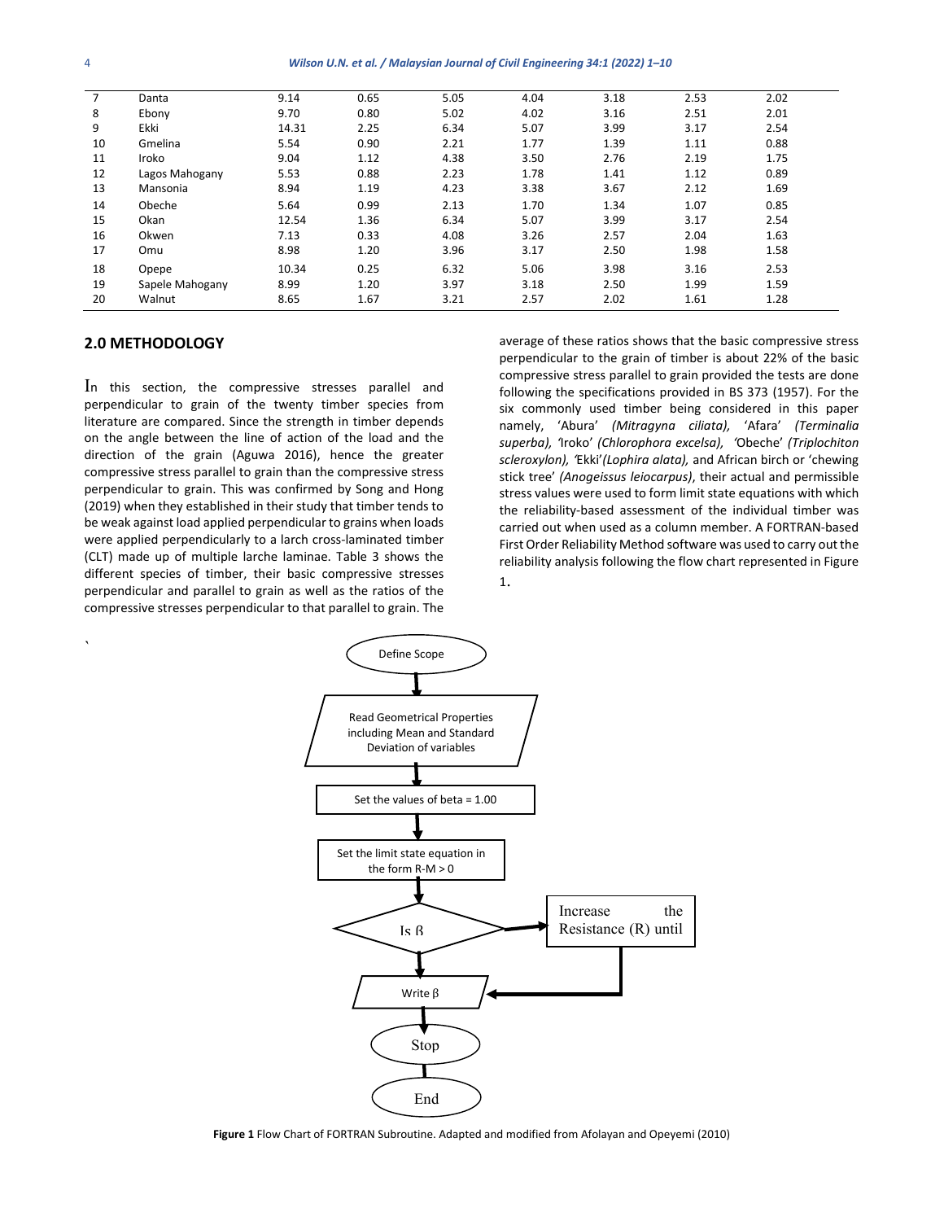| 7 | Danta | 9.14 | 0.65 | 5.05 | 4.04 | 3.18 | 2.53 | 2.02 |
|---|---|---|---|---|---|---|---|---|
| 8 | Ebony | 9.70 | 0.80 | 5.02 | 4.02 | 3.16 | 2.51 | 2.01 |
| 9 | Ekki | 14.31 | 2.25 | 6.34 | 5.07 | 3.99 | 3.17 | 2.54 |
| 10 | Gmelina | 5.54 | 0.90 | 2.21 | 1.77 | 1.39 | 1.11 | 0.88 |
| 11 | Iroko | 9.04 | 1.12 | 4.38 | 3.50 | 2.76 | 2.19 | 1.75 |
| 12 | Lagos Mahogany | 5.53 | 0.88 | 2.23 | 1.78 | 1.41 | 1.12 | 0.89 |
| 13 | Mansonia | 8.94 | 1.19 | 4.23 | 3.38 | 3.67 | 2.12 | 1.69 |
| 14 | Obeche | 5.64 | 0.99 | 2.13 | 1.70 | 1.34 | 1.07 | 0.85 |
| 15 | Okan | 12.54 | 1.36 | 6.34 | 5.07 | 3.99 | 3.17 | 2.54 |
| 16 | Okwen | 7.13 | 0.33 | 4.08 | 3.26 | 2.57 | 2.04 | 1.63 |
| 17 | Omu | 8.98 | 1.20 | 3.96 | 3.17 | 2.50 | 1.98 | 1.58 |
| 18 | Opepe | 10.34 | 0.25 | 6.32 | 5.06 | 3.98 | 3.16 | 2.53 |
| 19 | Sapele Mahogany | 8.99 | 1.20 | 3.97 | 3.18 | 2.50 | 1.99 | 1.59 |
| 20 | Walnut | 8.65 | 1.67 | 3.21 | 2.57 | 2.02 | 1.61 | 1.28 |

## 2.0 METHODOLOGY

In this section, the compressive stresses parallel and perpendicular to grain of the twenty timber species from literature are compared. Since the strength in timber depends on the angle between the line of action of the load and the direction of the grain (Aguwa 2016), hence the greater compressive stress parallel to grain than the compressive stress perpendicular to grain. This was confirmed by Song and Hong (2019) when they established in their study that timber tends to be weak against load applied perpendicular to grains when loads were applied perpendicularly to a larch cross-laminated timber (CLT) made up of multiple larche laminae. Table 3 shows the different species of timber, their basic compressive stresses perpendicular and parallel to grain as well as the ratios of the compressive stresses perpendicular to that parallel to grain. The average of these ratios shows that the basic compressive stress perpendicular to the grain of timber is about 22% of the basic compressive stress parallel to grain provided the tests are done following the specifications provided in BS 373 (1957). For the six commonly used timber being considered in this paper namely, 'Abura' *(Mitragyna ciliata),* 'Afara' *(Terminalia superba),* 'Iroko' *(Chlorophora excelsa),* 'Obeche' *(Triplochiton scleroxylon),* 'Ekki' *(Lophira alata),* and African birch or 'chewing stick tree' *(Anogeissus leiocarpus)*, their actual and permissible stress values were used to form limit state equations with which the reliability-based assessment of the individual timber was carried out when used as a column member. A FORTRAN-based First Order Reliability Method software was used to carry out the reliability analysis following the flow chart represented in Figure 1.

```
Define Scope
    ↓
Read Geometrical Properties including Mean and Standard Deviation of variables
    ↓
Set the values of beta = 1.00
    ↓
Set the limit state equation in the form R-M > 0
    ↓
Is β  ──→  Increase the Resistance (R) until
    ↓                    │
Write β  ←───────────────┘
    ↓
Stop
    ↓
End
```

**Figure 1** Flow Chart of FORTRAN Subroutine. Adapted and modified from Afolayan and Opeyemi (2010)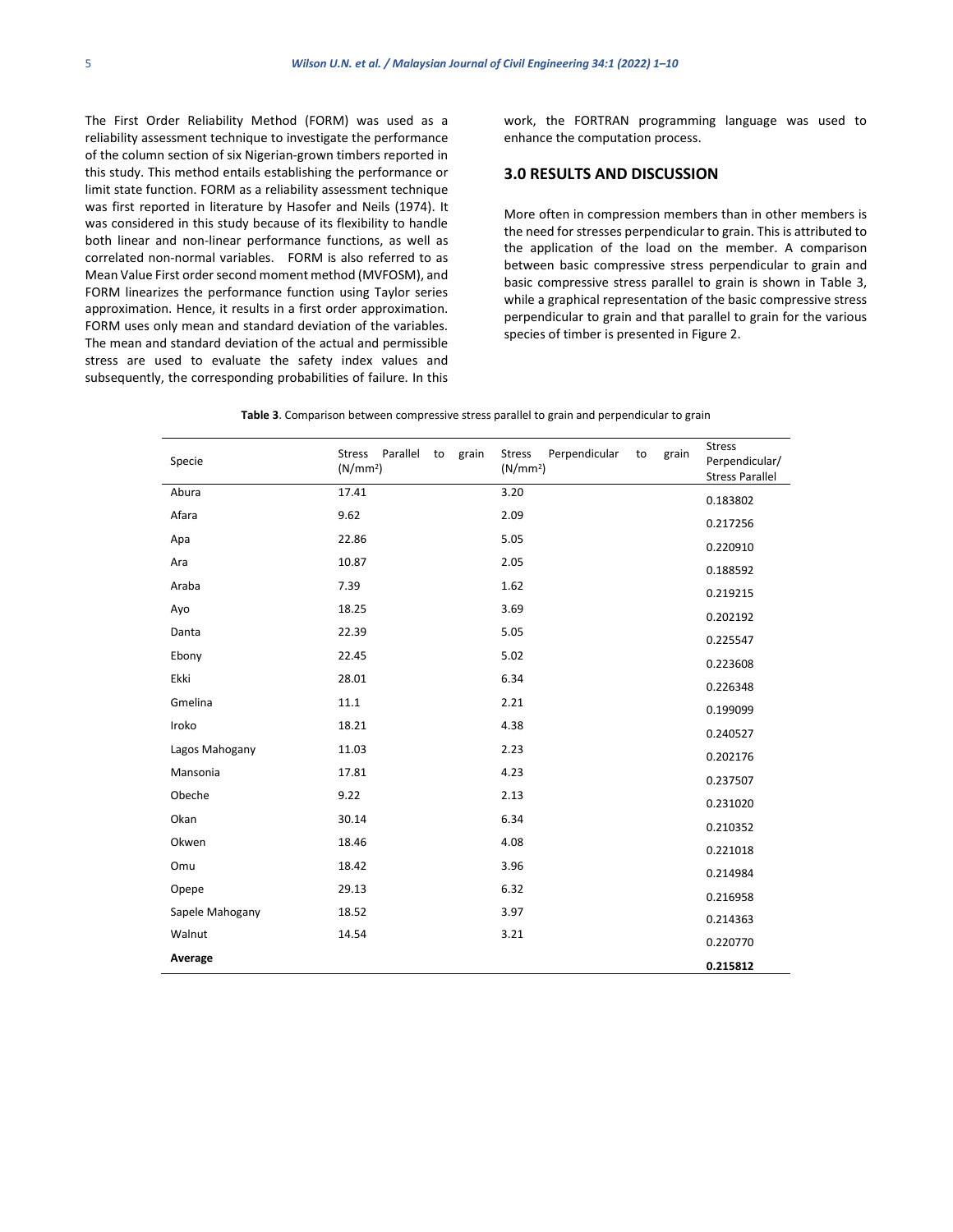The First Order Reliability Method (FORM) was used as a reliability assessment technique to investigate the performance of the column section of six Nigerian-grown timbers reported in this study. This method entails establishing the performance or limit state function. FORM as a reliability assessment technique was first reported in literature by Hasofer and Neils (1974). It was considered in this study because of its flexibility to handle both linear and non-linear performance functions, as well as correlated non-normal variables. FORM is also referred to as Mean Value First order second moment method (MVFOSM), and FORM linearizes the performance function using Taylor series approximation. Hence, it results in a first order approximation. FORM uses only mean and standard deviation of the variables. The mean and standard deviation of the actual and permissible stress are used to evaluate the safety index values and subsequently, the corresponding probabilities of failure. In this work, the FORTRAN programming language was used to enhance the computation process.

## 3.0 RESULTS AND DISCUSSION

More often in compression members than in other members is the need for stresses perpendicular to grain. This is attributed to the application of the load on the member. A comparison between basic compressive stress perpendicular to grain and basic compressive stress parallel to grain is shown in Table 3, while a graphical representation of the basic compressive stress perpendicular to grain and that parallel to grain for the various species of timber is presented in Figure 2.

**Table 3**. Comparison between compressive stress parallel to grain and perpendicular to grain

| Specie | Stress Parallel to grain ($N/mm^2$) | Stress Perpendicular to grain ($N/mm^2$) | Stress Perpendicular/ Stress Parallel |
|---|---|---|---|
| Abura | 17.41 | 3.20 | 0.183802 |
| Afara | 9.62 | 2.09 | 0.217256 |
| Apa | 22.86 | 5.05 | 0.220910 |
| Ara | 10.87 | 2.05 | 0.188592 |
| Araba | 7.39 | 1.62 | 0.219215 |
| Ayo | 18.25 | 3.69 | 0.202192 |
| Danta | 22.39 | 5.05 | 0.225547 |
| Ebony | 22.45 | 5.02 | 0.223608 |
| Ekki | 28.01 | 6.34 | 0.226348 |
| Gmelina | 11.1 | 2.21 | 0.199099 |
| Iroko | 18.21 | 4.38 | 0.240527 |
| Lagos Mahogany | 11.03 | 2.23 | 0.202176 |
| Mansonia | 17.81 | 4.23 | 0.237507 |
| Obeche | 9.22 | 2.13 | 0.231020 |
| Okan | 30.14 | 6.34 | 0.210352 |
| Okwen | 18.46 | 4.08 | 0.221018 |
| Omu | 18.42 | 3.96 | 0.214984 |
| Opepe | 29.13 | 6.32 | 0.216958 |
| Sapele Mahogany | 18.52 | 3.97 | 0.214363 |
| Walnut | 14.54 | 3.21 | 0.220770 |
| **Average** | | | **0.215812** |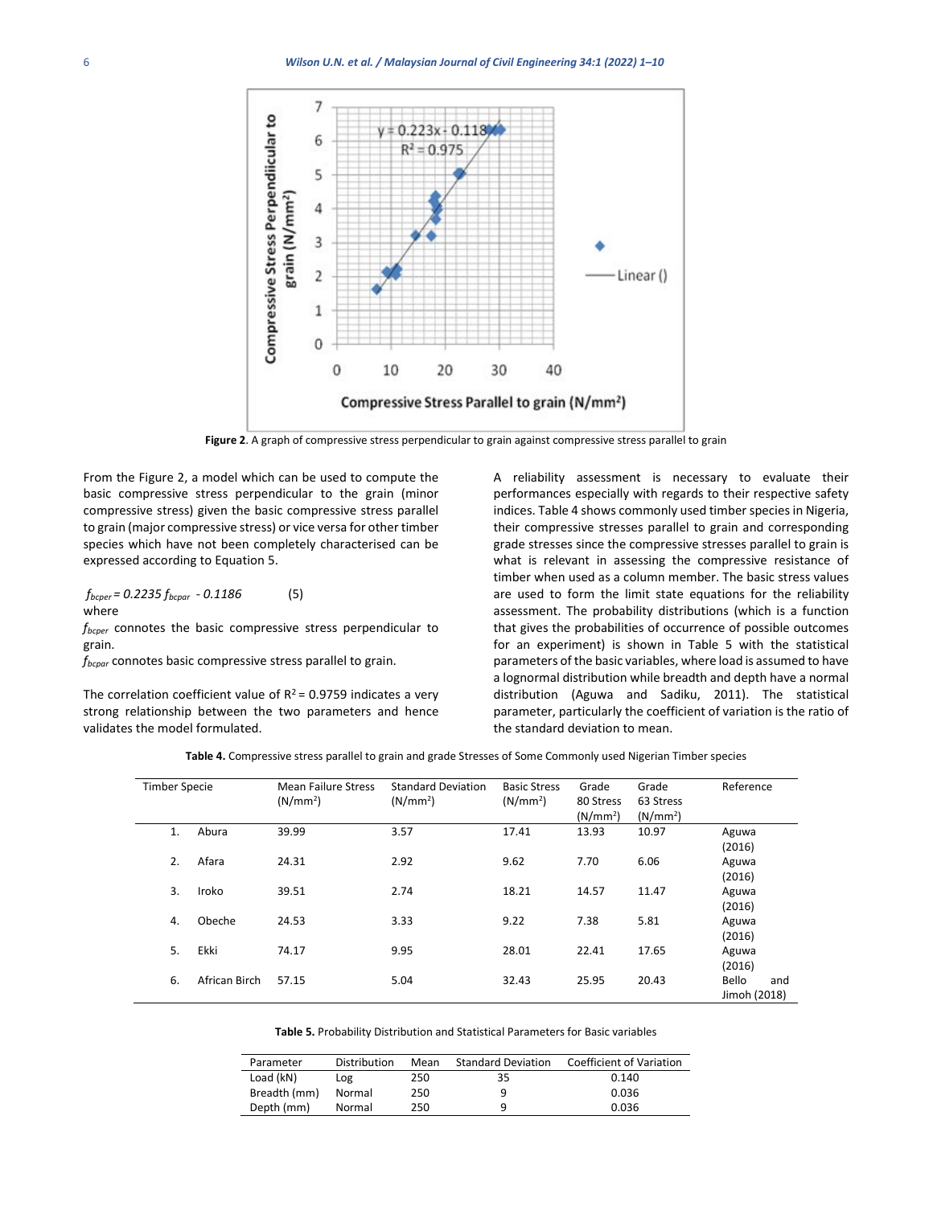**Figure 2**. A graph of compressive stress perpendicular to grain against compressive stress parallel to grain

From the Figure 2, a model which can be used to compute the basic compressive stress perpendicular to the grain (minor compressive stress) given the basic compressive stress parallel to grain (major compressive stress) or vice versa for other timber species which have not been completely characterised can be expressed according to Equation 5.

$$f_{bcper} = 0.2235 f_{bcpar} - 0.1186 \qquad (5)$$

where

$f_{bcper}$ connotes the basic compressive stress perpendicular to grain.

$f_{bcpar}$ connotes basic compressive stress parallel to grain.

The correlation coefficient value of $R^2 = 0.9759$ indicates a very strong relationship between the two parameters and hence validates the model formulated.

A reliability assessment is necessary to evaluate their performances especially with regards to their respective safety indices. Table 4 shows commonly used timber species in Nigeria, their compressive stresses parallel to grain and corresponding grade stresses since the compressive stresses parallel to grain is what is relevant in assessing the compressive resistance of timber when used as a column member. The basic stress values are used to form the limit state equations for the reliability assessment. The probability distributions (which is a function that gives the probabilities of occurrence of possible outcomes for an experiment) is shown in Table 5 with the statistical parameters of the basic variables, where load is assumed to have a lognormal distribution while breadth and depth have a normal distribution (Aguwa and Sadiku, 2011). The statistical parameter, particularly the coefficient of variation is the ratio of the standard deviation to mean.

**Table 4.** Compressive stress parallel to grain and grade Stresses of Some Commonly used Nigerian Timber species

| Timber Specie | Mean Failure Stress (N/mm$^2$) | Standard Deviation (N/mm$^2$) | Basic Stress (N/mm$^2$) | Grade 80 Stress (N/mm$^2$) | Grade 63 Stress (N/mm$^2$) | Reference |
|---|---|---|---|---|---|---|
| 1. Abura | 39.99 | 3.57 | 17.41 | 13.93 | 10.97 | Aguwa (2016) |
| 2. Afara | 24.31 | 2.92 | 9.62 | 7.70 | 6.06 | Aguwa (2016) |
| 3. Iroko | 39.51 | 2.74 | 18.21 | 14.57 | 11.47 | Aguwa (2016) |
| 4. Obeche | 24.53 | 3.33 | 9.22 | 7.38 | 5.81 | Aguwa (2016) |
| 5. Ekki | 74.17 | 9.95 | 28.01 | 22.41 | 17.65 | Aguwa (2016) |
| 6. African Birch | 57.15 | 5.04 | 32.43 | 25.95 | 20.43 | Bello and Jimoh (2018) |

**Table 5.** Probability Distribution and Statistical Parameters for Basic variables

| Parameter | Distribution | Mean | Standard Deviation | Coefficient of Variation |
|---|---|---|---|---|
| Load (kN) | Log | 250 | 35 | 0.140 |
| Breadth (mm) | Normal | 250 | 9 | 0.036 |
| Depth (mm) | Normal | 250 | 9 | 0.036 |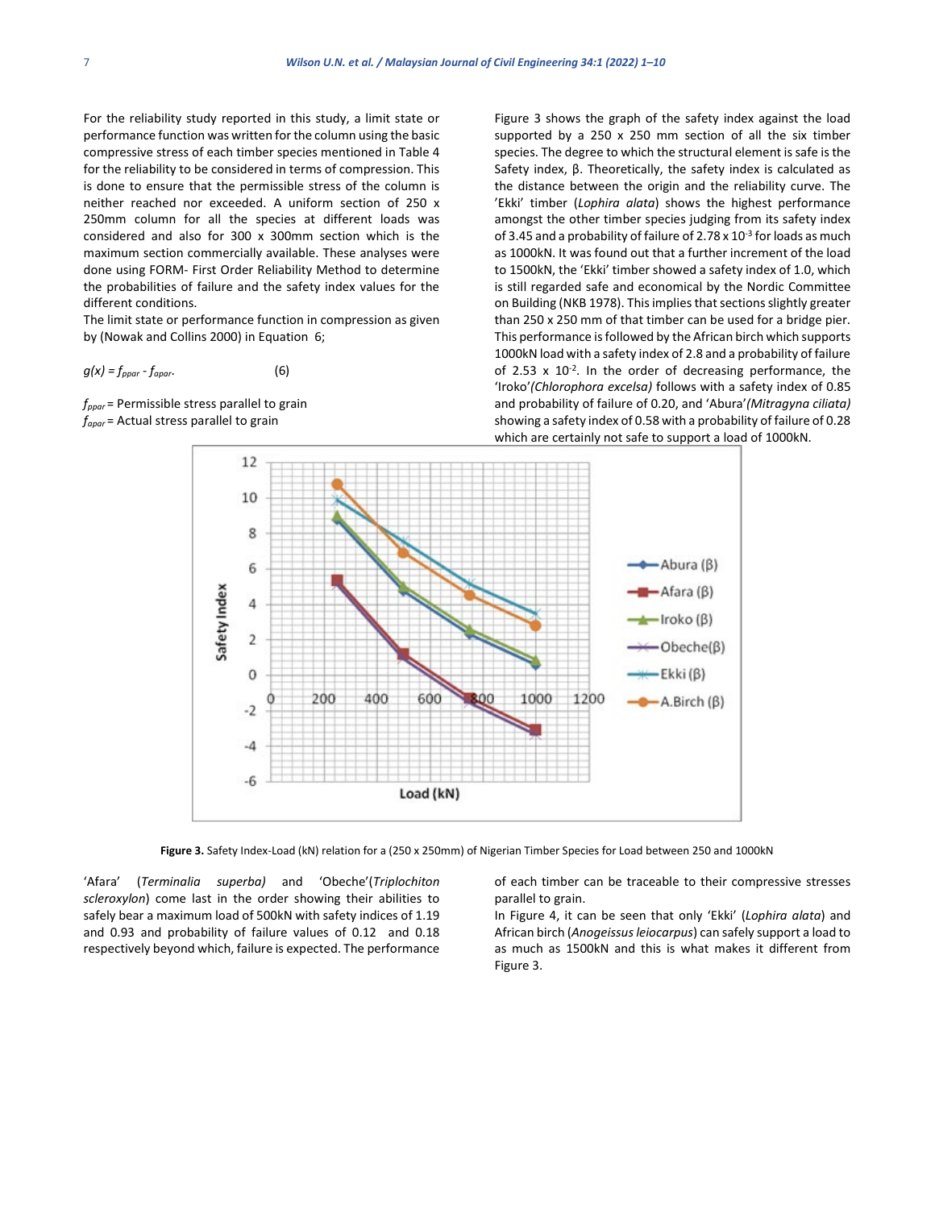For the reliability study reported in this study, a limit state or performance function was written for the column using the basic compressive stress of each timber species mentioned in Table 4 for the reliability to be considered in terms of compression. This is done to ensure that the permissible stress of the column is neither reached nor exceeded. A uniform section of 250 x 250mm column for all the species at different loads was considered and also for 300 x 300mm section which is the maximum section commercially available. These analyses were done using FORM- First Order Reliability Method to determine the probabilities of failure and the safety index values for the different conditions.

The limit state or performance function in compression as given by (Nowak and Collins 2000) in Equation 6;

$$g(x) = f_{ppar} - f_{apar}. \qquad (6)$$

$f_{ppar}$ = Permissible stress parallel to grain
$f_{apar}$ = Actual stress parallel to grain

Figure 3 shows the graph of the safety index against the load supported by a 250 x 250 mm section of all the six timber species. The degree to which the structural element is safe is the Safety index, β. Theoretically, the safety index is calculated as the distance between the origin and the reliability curve. The 'Ekki' timber (*Lophira alata*) shows the highest performance amongst the other timber species judging from its safety index of 3.45 and a probability of failure of $2.78 \times 10^{-3}$ for loads as much as 1000kN. It was found out that a further increment of the load to 1500kN, the 'Ekki' timber showed a safety index of 1.0, which is still regarded safe and economical by the Nordic Committee on Building (NKB 1978). This implies that sections slightly greater than 250 x 250 mm of that timber can be used for a bridge pier. This performance is followed by the African birch which supports 1000kN load with a safety index of 2.8 and a probability of failure of $2.53 \times 10^{-2}$. In the order of decreasing performance, the 'Iroko'*(Chlorophora excelsa)* follows with a safety index of 0.85 and probability of failure of 0.20, and 'Abura'*(Mitragyna ciliata)* showing a safety index of 0.58 with a probability of failure of 0.28 which are certainly not safe to support a load of 1000kN.

**Figure 3.** Safety Index-Load (kN) relation for a (250 x 250mm) of Nigerian Timber Species for Load between 250 and 1000kN

'Afara' (*Terminalia superba)* and 'Obeche'(*Triplochiton scleroxylon*) come last in the order showing their abilities to safely bear a maximum load of 500kN with safety indices of 1.19 and 0.93 and probability of failure values of 0.12 and 0.18 respectively beyond which, failure is expected. The performance of each timber can be traceable to their compressive stresses parallel to grain.

In Figure 4, it can be seen that only 'Ekki' (*Lophira alata*) and African birch (*Anogeissus leiocarpus*) can safely support a load to as much as 1500kN and this is what makes it different from Figure 3.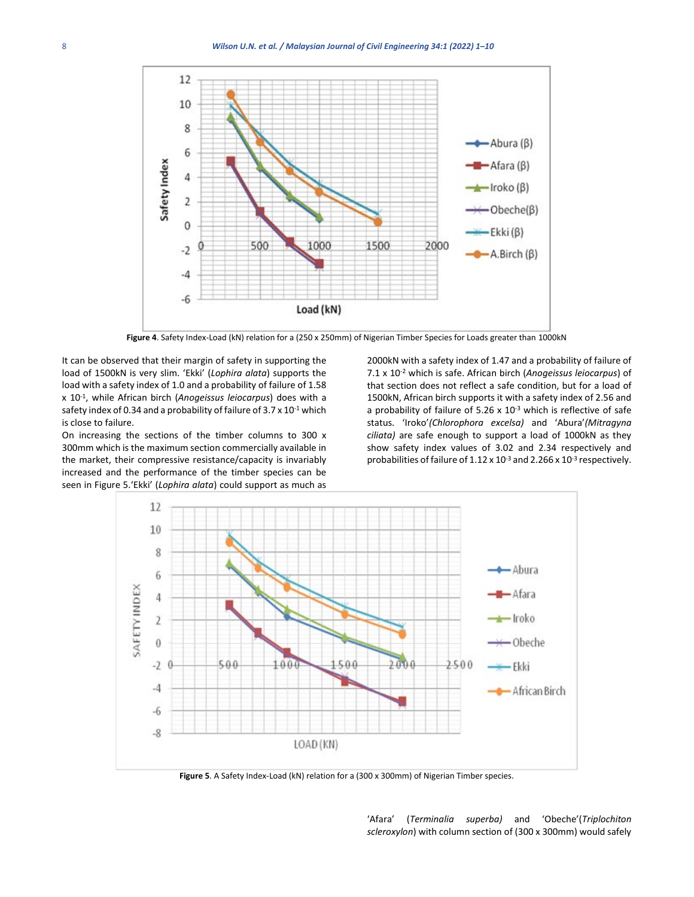Figure 4. Safety Index-Load (kN) relation for a (250 x 250mm) of Nigerian Timber Species for Loads greater than 1000kN

It can be observed that their margin of safety in supporting the load of 1500kN is very slim. 'Ekki' (*Lophira alata*) supports the load with a safety index of 1.0 and a probability of failure of 1.58 x $10^{-1}$, while African birch (*Anogeissus leiocarpus*) does with a safety index of 0.34 and a probability of failure of 3.7 x $10^{-1}$ which is close to failure.

On increasing the sections of the timber columns to 300 x 300mm which is the maximum section commercially available in the market, their compressive resistance/capacity is invariably increased and the performance of the timber species can be seen in Figure 5. 'Ekki' (*Lophira alata*) could support as much as 2000kN with a safety index of 1.47 and a probability of failure of 7.1 x $10^{-2}$ which is safe. African birch (*Anogeissus leiocarpus*) of that section does not reflect a safe condition, but for a load of 1500kN, African birch supports it with a safety index of 2.56 and a probability of failure of 5.26 x $10^{-3}$ which is reflective of safe status. 'Iroko' *(Chlorophora excelsa)* and 'Abura' *(Mitragyna ciliata)* are safe enough to support a load of 1000kN as they show safety index values of 3.02 and 2.34 respectively and probabilities of failure of 1.12 x $10^{-3}$ and 2.266 x $10^{-3}$ respectively.

Figure 5. A Safety Index-Load (kN) relation for a (300 x 300mm) of Nigerian Timber species.

'Afara' (*Terminalia superba)* and 'Obeche'(*Triplochiton scleroxylon*) with column section of (300 x 300mm) would safely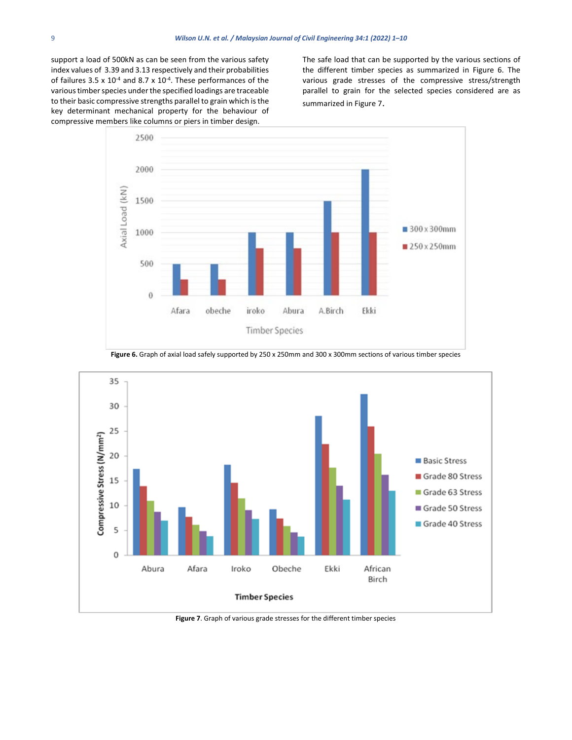support a load of 500kN as can be seen from the various safety index values of 3.39 and 3.13 respectively and their probabilities of failures 3.5 x $10^{-4}$ and 8.7 x $10^{-4}$. These performances of the various timber species under the specified loadings are traceable to their basic compressive strengths parallel to grain which is the key determinant mechanical property for the behaviour of compressive members like columns or piers in timber design.

The safe load that can be supported by the various sections of the different timber species as summarized in Figure 6. The various grade stresses of the compressive stress/strength parallel to grain for the selected species considered are as summarized in Figure 7.

**Figure 6.** Graph of axial load safely supported by 250 x 250mm and 300 x 300mm sections of various timber species

**Figure 7**. Graph of various grade stresses for the different timber species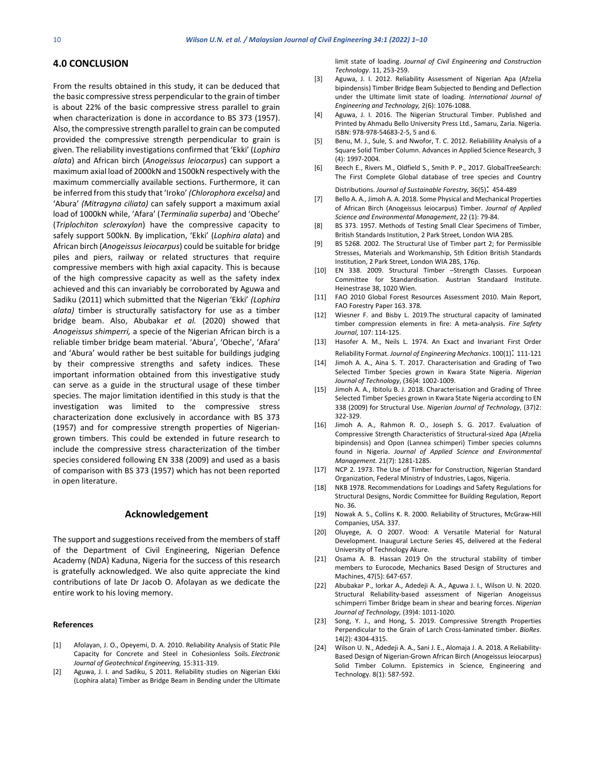## 4.0 CONCLUSION

From the results obtained in this study, it can be deduced that the basic compressive stress perpendicular to the grain of timber is about 22% of the basic compressive stress parallel to grain when characterization is done in accordance to BS 373 (1957). Also, the compressive strength parallel to grain can be computed provided the compressive strength perpendicular to grain is given. The reliability investigations confirmed that 'Ekki' (*Lophira alata*) and African birch (*Anogeissus leiocarpus*) can support a maximum axial load of 2000kN and 1500kN respectively with the maximum commercially available sections. Furthermore, it can be inferred from this study that 'Iroko' *(Chlorophora excelsa)* and 'Abura' *(Mitragyna ciliata)* can safely support a maximum axial load of 1000kN while, 'Afara' (*Terminalia superba)* and 'Obeche' (*Triplochiton scleroxylon*) have the compressive capacity to safely support 500kN. By implication, 'Ekki' (*Lophira alata*) and African birch (*Anogeissus leiocarpus*) could be suitable for bridge piles and piers, railway or related structures that require compressive members with high axial capacity. This is because of the high compressive capacity as well as the safety index achieved and this can invariably be corroborated by Aguwa and Sadiku (2011) which submitted that the Nigerian 'Ekki' *(Lophira alata)* timber is structurally satisfactory for use as a timber bridge beam. Also, Abubakar *et al.* (2020) showed that *Anogeissus shimperri,* a specie of the Nigerian African birch is a reliable timber bridge beam material. 'Abura', 'Obeche', 'Afara' and 'Abura' would rather be best suitable for buildings judging by their compressive strengths and safety indices. These important information obtained from this investigative study can serve as a guide in the structural usage of these timber species. The major limitation identified in this study is that the investigation was limited to the compressive stress characterization done exclusively in accordance with BS 373 (1957) and for compressive strength properties of Nigerian-grown timbers. This could be extended in future research to include the compressive stress characterization of the timber species considered following EN 338 (2009) and used as a basis of comparison with BS 373 (1957) which has not been reported in open literature.

## Acknowledgement

The support and suggestions received from the members of staff of the Department of Civil Engineering, Nigerian Defence Academy (NDA) Kaduna, Nigeria for the success of this research is gratefully acknowledged. We also quite appreciate the kind contributions of late Dr Jacob O. Afolayan as we dedicate the entire work to his loving memory.

### References

[1] Afolayan, J. O., Opeyemi, D. A. 2010. Reliability Analysis of Static Pile Capacity for Concrete and Steel in Cohesionless Soils. *Electronic Journal of Geotechnical Engineering,* 15:311-319.

[2] Aguwa, J. I. and Sadiku, S 2011. Reliability studies on Nigerian Ekki (Lophira alata) Timber as Bridge Beam in Bending under the Ultimate limit state of loading. *Journal of Civil Engineering and Construction Technology*. 11, 253-259.

[3] Aguwa, J. I. 2012. Reliability Assessment of Nigerian Apa (Afzelia bipindensis) Timber Bridge Beam Subjected to Bending and Deflection under the Ultimate limit state of loading. *International Journal of Engineering and Technology,* 2(6): 1076-1088.

[4] Aguwa, J. I. 2016. The Nigerian Structural Timber. Published and Printed by Ahmadu Bello University Press Ltd., Samaru, Zaria. Nigeria. ISBN: 978-978-54683-2-5, 5 and 6.

[5] Benu, M. J., Sule, S. and Nwofor, T. C. 2012. Reliabilility Analysis of a Square Solid Timber Column. Advances in Applied Science Research, 3 (4): 1997-2004.

[6] Beech E., Rivers M., Oldfield S., Smith P. P., 2017. GlobalTreeSearch: The First Complete Global database of tree species and Country Distributions. *Journal of Sustainable Forestry,* 36(5): 454-489

[7] Bello A. A., Jimoh A. A. 2018. Some Physical and Mechanical Properties of African Birch (Anogeissus leiocarpus) Timber. *Journal of Applied Science and Environmental Management*, 22 (1): 79-84.

[8] BS 373. 1957. Methods of Testing Small Clear Specimens of Timber, British Standards Institution, 2 Park Street, London WIA 2BS.

[9] BS 5268. 2002. The Structural Use of Timber part 2; for Permissible Stresses, Materials and Workmanship, 5th Edition British Standards Institution, 2 Park Street, London WIA 2BS, 176p.

[10] EN 338. 2009. Structural Timber –Strength Classes. Eurpoean Committee for Standardisation. Austrian Standaard Institute. Heinestrase 38, 1020 Wien.

[11] FAO 2010 Global Forest Resources Assessment 2010. Main Report, FAO Forestry Paper 163. 378.

[12] Wiesner F. and Bisby L. 2019.The structural capacity of laminated timber compression elements in fire: A meta-analysis. *Fire Safety Journal*, 107: 114-125.

[13] Hasofer A. M., Neils L. 1974. An Exact and Invariant First Order Reliability Format. *Journal of Engineering Mechanics*. 100(1): 111-121

[14] Jimoh A. A., Aina S. T. 2017. Characterisation and Grading of Two Selected Timber Species grown in Kwara State Nigeria. *Nigerian Journal of Technology*, (36)4: 1002-1009.

[15] Jimoh A. A., Ibitolu B. J. 2018. Characterisation and Grading of Three Selected Timber Species grown in Kwara State Nigeria according to EN 338 (2009) for Structural Use. *Nigerian Journal of Technology*, (37)2: 322-329.

[16] Jimoh A. A., Rahmon R. O., Joseph S. G. 2017. Evaluation of Compressive Strength Characteristics of Structural-sized Apa (Afzelia bipindensis) and Opon (Lannea schimperi) Timber species columns found in Nigeria. *Journal of Applied Science and Environmental Management*. 21(7): 1281-1285.

[17] NCP 2. 1973. The Use of Timber for Construction, Nigerian Standard Organization, Federal Ministry of Industries, Lagos, Nigeria.

[18] NKB 1978. Recommendations for Loadings and Safety Regulations for Structural Designs, Nordic Committee for Building Regulation, Report No. 36.

[19] Nowak A. S., Collins K. R. 2000. Reliability of Structures, McGraw-Hill Companies, USA. 337.

[20] Oluyege, A. O 2007. Wood: A Versatile Material for Natural Development. Inaugural Lecture Series 45, delivered at the Federal University of Technology Akure.

[21] Osama A. B. Hassan 2019 On the structural stability of timber members to Eurocode, Mechanics Based Design of Structures and Machines, 47(5): 647-657.

[22] Abubakar P., Iorkar A., Adedeji A. A., Aguwa J. I., Wilson U. N. 2020. Structural Reliability-based assessment of Nigerian Anogeissus schimperri Timber Bridge beam in shear and bearing forces. *Nigerian Journal of Technology,* (39)4: 1011-1020.

[23] Song, Y. J., and Hong, S. 2019. Compressive Strength Properties Perpendicular to the Grain of Larch Cross-laminated timber. *BioRes*. 14(2): 4304-4315.

[24] Wilson U. N., Adedeji A. A., Sani J. E., Alomaja J. A. 2018. A Reliability-Based Design of Nigerian-Grown African Birch (Anogeissus leiocarpus) Solid Timber Column. Epistemics in Science, Engineering and Technology. 8(1): 587-592.